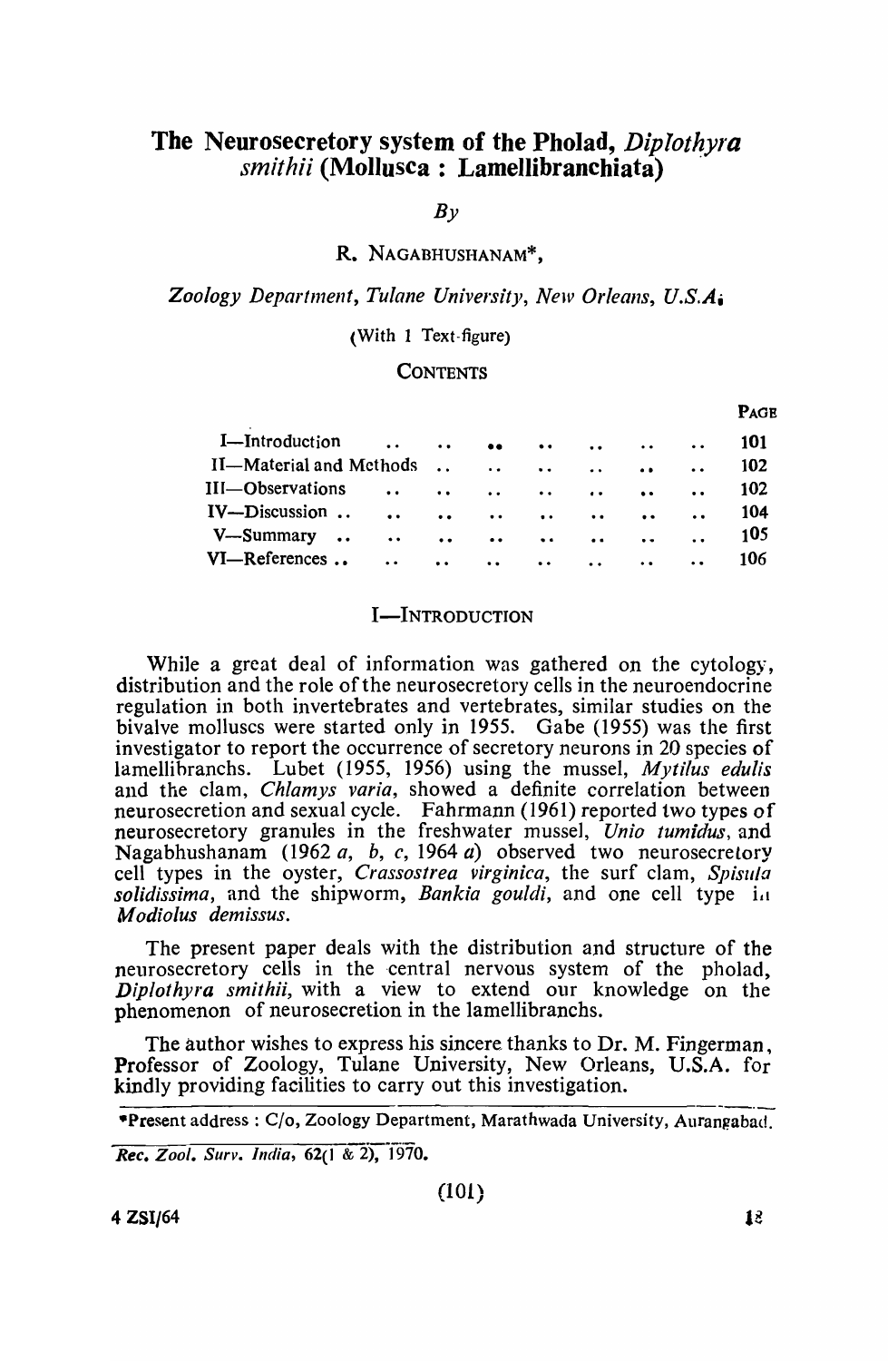# The Neurosecretory system of the Pholad, *Diplothyra smithii* (Mollusca : Lamellibranchiata)

*By*

R. NAGABHUSHANAM*,

*Zoology Department, Tulane University, New Orleans, U.S.A.*

(With 1 Text-figure)

CONTENTS

| | PAGE |
|---|---|
| I—Introduction | 101 |
| II—Material and Methods | 102 |
| III—Observations | 102 |
| IV—Discussion | 104 |
| V—Summary | 105 |
| VI—References | 106 |

## I—INTRODUCTION

While a great deal of information was gathered on the cytology, distribution and the role of the neurosecretory cells in the neuroendocrine regulation in both invertebrates and vertebrates, similar studies on the bivalve molluscs were started only in 1955. Gabe (1955) was the first investigator to report the occurrence of secretory neurons in 20 species of lamellibranchs. Lubet (1955, 1956) using the mussel, *Mytilus edulis* and the clam, *Chlamys varia*, showed a definite correlation between neurosecretion and sexual cycle. Fahrmann (1961) reported two types of neurosecretory granules in the freshwater mussel, *Unio tumidus*, and Nagabhushanam (1962 *a*, *b*, *c*, 1964 *a*) observed two neurosecretory cell types in the oyster, *Crassostrea virginica*, the surf clam, *Spisula solidissima*, and the shipworm, *Bankia gouldi*, and one cell type in *Modiolus demissus*.

The present paper deals with the distribution and structure of the neurosecretory cells in the central nervous system of the pholad, *Diplothyra smithii*, with a view to extend our knowledge on the phenomenon of neurosecretion in the lamellibranchs.

The author wishes to express his sincere thanks to Dr. M. Fingerman, Professor of Zoology, Tulane University, New Orleans, U.S.A. for kindly providing facilities to carry out this investigation.

*Present address : C/o, Zoology Department, Marathwada University, Aurangabad.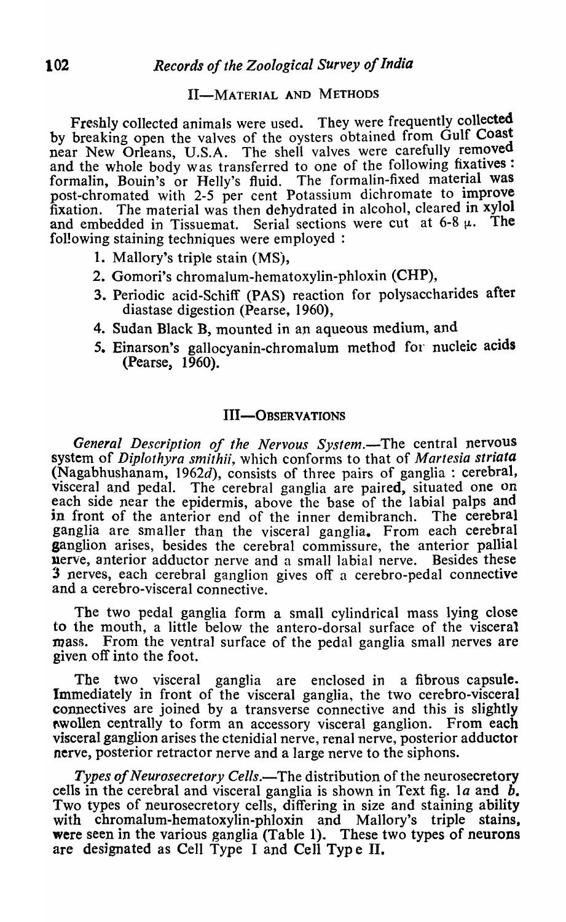## II—MATERIAL AND METHODS

Freshly collected animals were used. They were frequently collected by breaking open the valves of the oysters obtained from Gulf Coast near New Orleans, U.S.A. The shell valves were carefully removed and the whole body was transferred to one of the following fixatives: formalin, Bouin's or Helly's fluid. The formalin-fixed material was post-chromated with 2-5 per cent Potassium dichromate to improve fixation. The material was then dehydrated in alcohol, cleared in xylol and embedded in Tissuemat. Serial sections were cut at 6-8 $\mu$. The following staining techniques were employed:

1. Mallory's triple stain (MS),
2. Gomori's chromalum-hematoxylin-phloxin (CHP),
3. Periodic acid-Schiff (PAS) reaction for polysaccharides after diastase digestion (Pearse, 1960),
4. Sudan Black B, mounted in an aqueous medium, and
5. Einarson's gallocyanin-chromalum method for nucleic acids (Pearse, 1960).

## III—OBSERVATIONS

*General Description of the Nervous System.*—The central nervous system of *Diplothyra smithii*, which conforms to that of *Martesia striata* (Nagabhushanam, 1962*d*), consists of three pairs of ganglia: cerebral, visceral and pedal. The cerebral ganglia are paired, situated one on each side near the epidermis, above the base of the labial palps and in front of the anterior end of the inner demibranch. The cerebral ganglia are smaller than the visceral ganglia. From each cerebral ganglion arises, besides the cerebral commissure, the anterior pallial nerve, anterior adductor nerve and a small labial nerve. Besides these 3 nerves, each cerebral ganglion gives off a cerebro-pedal connective and a cerebro-visceral connective.

The two pedal ganglia form a small cylindrical mass lying close to the mouth, a little below the antero-dorsal surface of the visceral mass. From the ventral surface of the pedal ganglia small nerves are given off into the foot.

The two visceral ganglia are enclosed in a fibrous capsule. Immediately in front of the visceral ganglia, the two cerebro-visceral connectives are joined by a transverse connective and this is slightly swollen centrally to form an accessory visceral ganglion. From each visceral ganglion arises the ctenidial nerve, renal nerve, posterior adductor nerve, posterior retractor nerve and a large nerve to the siphons.

*Types of Neurosecretory Cells.*—The distribution of the neurosecretory cells in the cerebral and visceral ganglia is shown in Text fig. 1*a* and *b*. Two types of neurosecretory cells, differing in size and staining ability with chromalum-hematoxylin-phloxin and Mallory's triple stains, were seen in the various ganglia (Table 1). These two types of neurons are designated as Cell Type I and Cell Type II.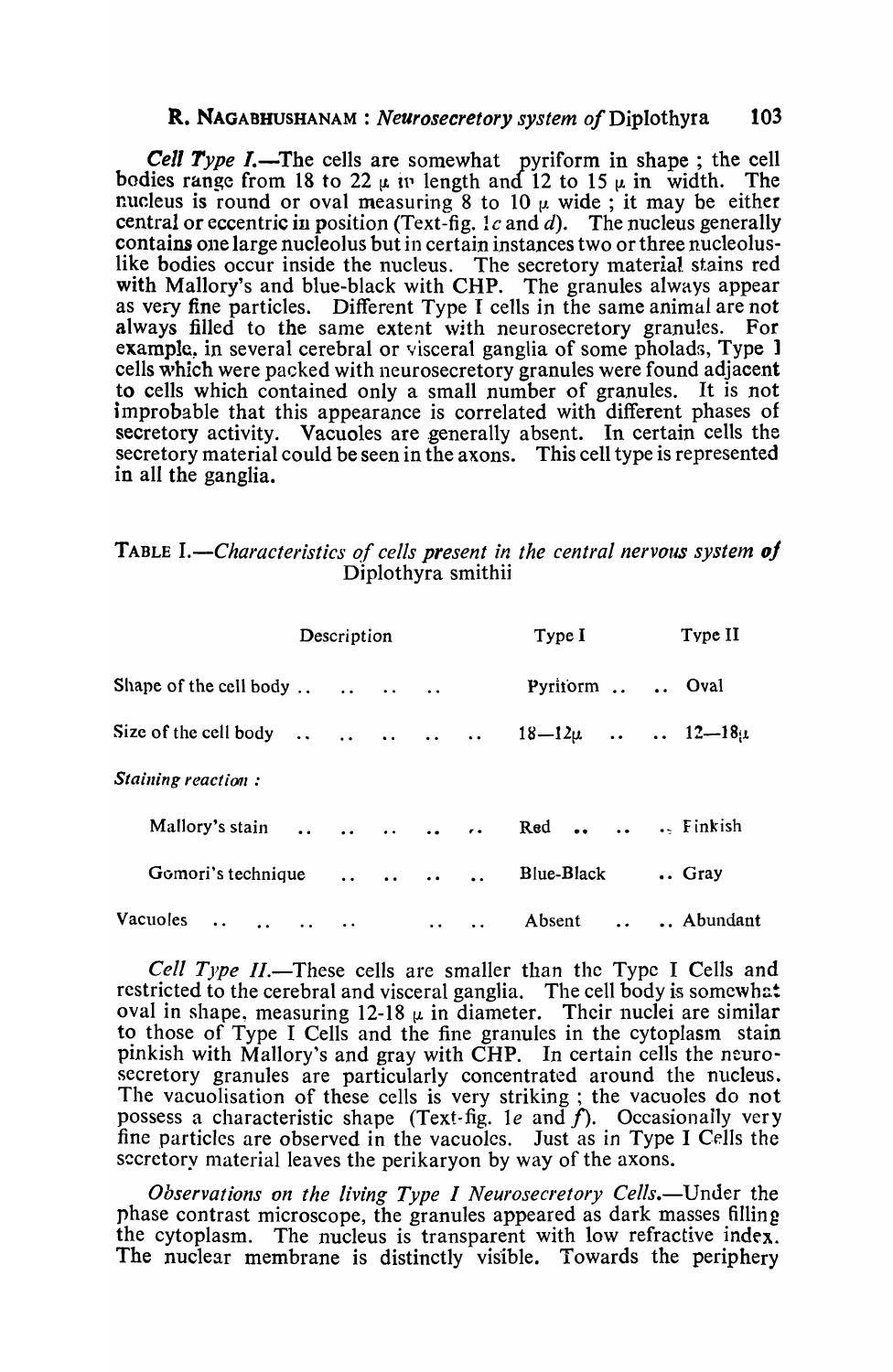*Cell Type I.*—The cells are somewhat pyriform in shape ; the cell bodies range from 18 to 22 μ in length and 12 to 15 μ in width. The nucleus is round or oval measuring 8 to 10 μ wide ; it may be either central or eccentric in position (Text-fig. 1*c* and *d*). The nucleus generally contains one large nucleolus but in certain instances two or three nucleolus-like bodies occur inside the nucleus. The secretory material stains red with Mallory's and blue-black with CHP. The granules always appear as very fine particles. Different Type I cells in the same animal are not always filled to the same extent with neurosecretory granules. For example, in several cerebral or visceral ganglia of some pholads, Type I cells which were packed with neurosecretory granules were found adjacent to cells which contained only a small number of granules. It is not improbable that this appearance is correlated with different phases of secretory activity. Vacuoles are generally absent. In certain cells the secretory material could be seen in the axons. This cell type is represented in all the ganglia.

TABLE I.—*Characteristics of cells present in the central nervous system of* Diplothyra smithii

| Description | Type I | Type II |
|---|---|---|
| Shape of the cell body | Pyriform | Oval |
| Size of the cell body | 18—12μ | 12—18μ |
| *Staining reaction :* | | |
| Mallory's stain | Red | Pinkish |
| Gomori's technique | Blue-Black | Gray |
| Vacuoles | Absent | Abundant |

*Cell Type II.*—These cells are smaller than the Type I Cells and restricted to the cerebral and visceral ganglia. The cell body is somewhat oval in shape, measuring 12-18 μ in diameter. Their nuclei are similar to those of Type I Cells and the fine granules in the cytoplasm stain pinkish with Mallory's and gray with CHP. In certain cells the neurosecretory granules are particularly concentrated around the nucleus. The vacuolisation of these cells is very striking ; the vacuoles do not possess a characteristic shape (Text-fig. 1*e* and *f*). Occasionally very fine particles are observed in the vacuoles. Just as in Type I Cells the secretory material leaves the perikaryon by way of the axons.

*Observations on the living Type I Neurosecretory Cells.*—Under the phase contrast microscope, the granules appeared as dark masses filling the cytoplasm. The nucleus is transparent with low refractive index. The nuclear membrane is distinctly visible. Towards the periphery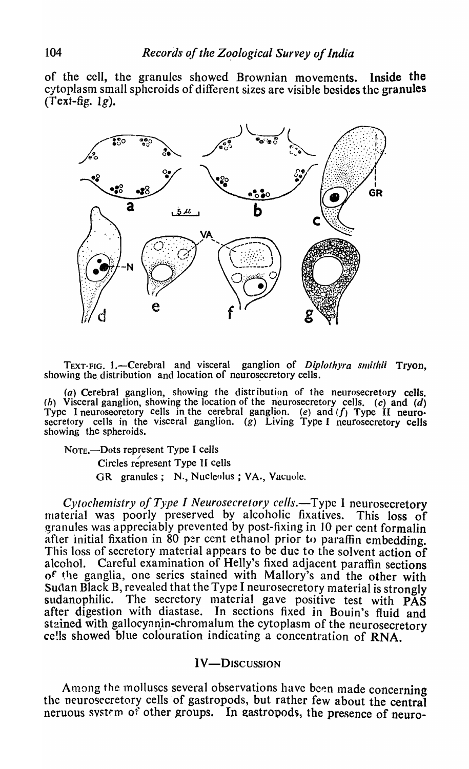of the cell, the granules showed Brownian movements. Inside the cytoplasm small spheroids of different sizes are visible besides the granules (Text-fig. 1g).

TEXT-FIG. 1.—Cerebral and visceral ganglion of *Diplothyra smithii* Tryon, showing the distribution and location of neurosecretory cells.

(*a*) Cerebral ganglion, showing the distribution of the neurosecretory cells. (*b*) Visceral ganglion, showing the location of the neurosecretory cells. (*c*) and (*d*) Type I neurosecretory cells in the cerebral ganglion. (*e*) and (*f*) Type II neurosecretory cells in the visceral ganglion. (*g*) Living Type I neurosecretory cells showing the spheroids.

NOTE.—Dots represent Type I cells
Circles represent Type II cells
GR granules; N., Nucleolus; VA., Vacuole.

*Cytochemistry of Type I Neurosecretory cells*.—Type I neurosecretory material was poorly preserved by alcoholic fixatives. This loss of granules was appreciably prevented by post-fixing in 10 per cent formalin after initial fixation in 80 per cent ethanol prior to paraffin embedding. This loss of secretory material appears to be due to the solvent action of alcohol. Careful examination of Helly's fixed adjacent paraffin sections of the ganglia, one series stained with Mallory's and the other with Sudan Black B, revealed that the Type I neurosecretory material is strongly sudanophilic. The secretory material gave positive test with PAS after digestion with diastase. In sections fixed in Bouin's fluid and stained with gallocyanin-chromalum the cytoplasm of the neurosecretory cells showed blue colouration indicating a concentration of RNA.

## IV—DISCUSSION

Among the molluscs several observations have been made concerning the neurosecretory cells of gastropods, but rather few about the central neruous system of other groups. In gastropods, the presence of neuro-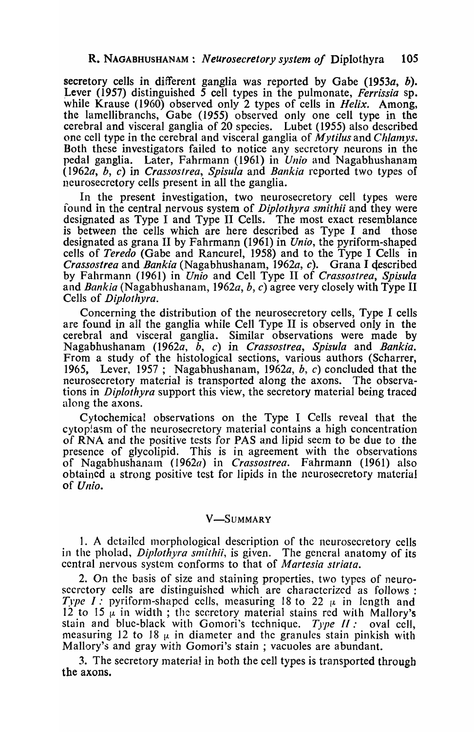secretory cells in different ganglia was reported by Gabe (1953*a*, *b*). Lever (1957) distinguished 5 cell types in the pulmonate, *Ferrissia* sp. while Krause (1960) observed only 2 types of cells in *Helix*. Among, the lamellibranchs, Gabe (1955) observed only one cell type in the cerebral and visceral ganglia of 20 species. Lubet (1955) also described one cell type in the cerebral and visceral ganglia of *Mytilus* and *Chlamys*. Both these investigators failed to notice any secretory neurons in the pedal ganglia. Later, Fahrmann (1961) in *Unio* and Nagabhushanam (1962*a*, *b*, *c*) in *Crassostrea*, *Spisula* and *Bankia* reported two types of neurosecretory cells present in all the ganglia.

In the present investigation, two neurosecretory cell types were found in the central nervous system of *Diplothyra smithii* and they were designated as Type I and Type II Cells. The most exact resemblance is between the cells which are here described as Type I and those designated as grana II by Fahrmann (1961) in *Unio*, the pyriform-shaped cells of *Teredo* (Gabe and Rancurel, 1958) and to the Type I Cells in *Crassostrea* and *Bankia* (Nagabhushanam, 1962*a*, *c*). Grana I described by Fahrmann (1961) in *Unio* and Cell Type II of *Crassostrea*, *Spisula* and *Bankia* (Nagabhushanam, 1962*a*, *b*, *c*) agree very closely with Type II Cells of *Diplothyra*.

Concerning the distribution of the neurosecretory cells, Type I cells are found in all the ganglia while Cell Type II is observed only in the cerebral and visceral ganglia. Similar observations were made by Nagabhushanam (1962*a*, *b*, *c*) in *Crassostrea*, *Spisula* and *Bankia*. From a study of the histological sections, various authors (Scharrer, 1965, Lever, 1957 ; Nagabhushanam, 1962*a*, *b*, *c*) concluded that the neurosecretory material is transported along the axons. The observations in *Diplothyra* support this view, the secretory material being traced along the axons.

Cytochemical observations on the Type I Cells reveal that the cytoplasm of the neurosecretory material contains a high concentration of RNA and the positive tests for PAS and lipid seem to be due to the presence of glycolipid. This is in agreement with the observations of Nagabhushanam (1962*a*) in *Crassostrea*. Fahrmann (1961) also obtained a strong positive test for lipids in the neurosecretory material of *Unio*.

## V—SUMMARY

1. A detailed morphological description of the neurosecretory cells in the pholad, *Diplothyra smithii*, is given. The general anatomy of its central nervous system conforms to that of *Martesia striata*.

2. On the basis of size and staining properties, two types of neurosecretory cells are distinguished which are characterized as follows : *Type I* : pyriform-shaped cells, measuring 18 to 22 $\mu$ in length and 12 to 15 $\mu$ in width ; the secretory material stains red with Mallory's stain and blue-black with Gomori's technique. *Type II* : oval cell, measuring 12 to 18 $\mu$ in diameter and the granules stain pinkish with Mallory's and gray with Gomori's stain ; vacuoles are abundant.

3. The secretory material in both the cell types is transported through the axons.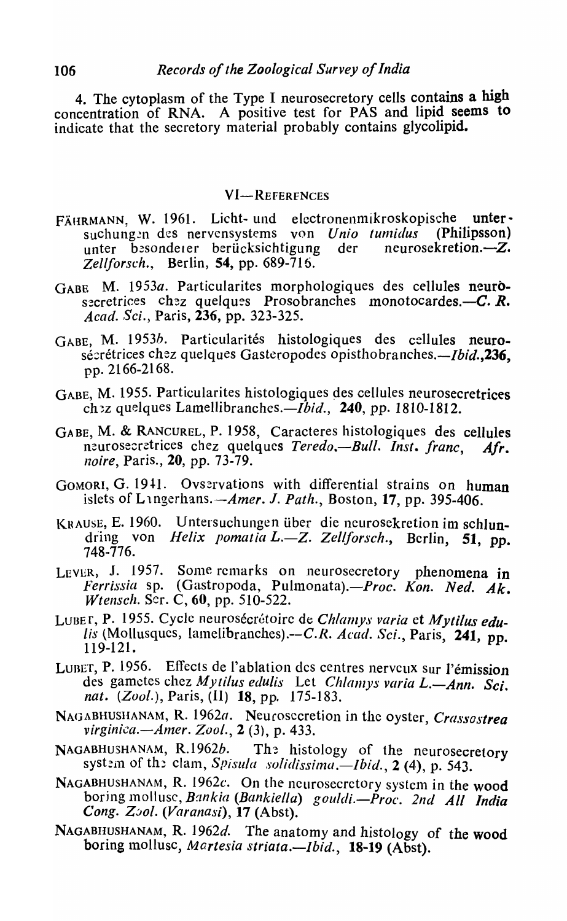4. The cytoplasm of the Type I neurosecretory cells contains a **high** concentration of RNA. A positive test for PAS and lipid seems to indicate that the secretory material probably contains glycolipid.

## VI—REFERENCES

FÄHRMANN, W. 1961. Licht- und electronenmikroskopische untersuchungen des nervensystems von *Unio tumidus* (Philipsson) unter besonderer berücksichtigung der neurosekretion.—*Z. Zellforsch.*, Berlin, **54**, pp. 689-716.

GABE M. 1953*a*. Particularites morphologiques des cellules neurosecretrices chez quelques Prosobranches monotocardes.—*C. R. Acad. Sci.*, Paris, **236**, pp. 323-325.

GABE, M. 1953*b*. Particularités histologiques des cellules neurosécrétrices chez quelques Gasteropodes opisthobranches.—*Ibid.*, **236**, pp. 2166-2168.

GABE, M. 1955. Particularites histologiques des cellules neurosecretrices chez quelques Lamellibranches.—*Ibid.*, **240**, pp. 1810-1812.

GABE, M. & RANCUREL, P. 1958, Caracteres histologiques des cellules neurosecretrices chez quelques *Teredo*.—*Bull. Inst. franc, Afr. noire*, Paris., **20**, pp. 73-79.

GOMORI, G. 1941. Ovservations with differential strains on human islets of Langerhans.—*Amer. J. Path.*, Boston, **17**, pp. 395-406.

KRAUSE, E. 1960. Untersuchungen über die neurosekretion im schlundring von *Helix pomatia L.*—*Z. Zellforsch.*, Berlin, **51**, pp. 748-776.

LEVER, J. 1957. Some remarks on neurosecretory phenomena in *Ferrissia* sp. (Gastropoda, Pulmonata).—*Proc. Kon. Ned. Ak. Wtensch.* Ser. C, **60**, pp. 510-522.

LUBET, P. 1955. Cycle neurosécrétoire de *Chlamys varia* et *Mytilus edulis* (Mollusques, lamellibranches).—*C.R. Acad. Sci.*, Paris, **241**, pp. 119-121.

LUBET, P. 1956. Effects de l'ablation des centres nerveux sur l'émission des gametes chez *Mytilus edulis* Let *Chlamys varia L.*—*Ann. Sci. nat.* (*Zool.*), Paris, (II) **18**, pp. 175-183.

NAGABHUSHANAM, R. 1962*a*. Neurosecretion in the oyster, *Crassostrea virginica*.—*Amer. Zool.*, **2** (3), p. 433.

NAGABHUSHANAM, R.1962*b*. The histology of the neurosecretory system of the clam, *Spisula solidissima*.—*Ibid.*, **2** (4), p. 543.

NAGABHUSHANAM, R. 1962*c*. On the neurosecretory system in the wood boring mollusc, *Bankia* (*Bankiella*) *gouldi*.—*Proc. 2nd All India Cong. Zool.* (*Varanasi*), **17** (Abst).

NAGABHUSHANAM, R. 1962*d*. The anatomy and histology of the wood boring mollusc, *Martesia striata*.—*Ibid.*, **18-19** (Abst).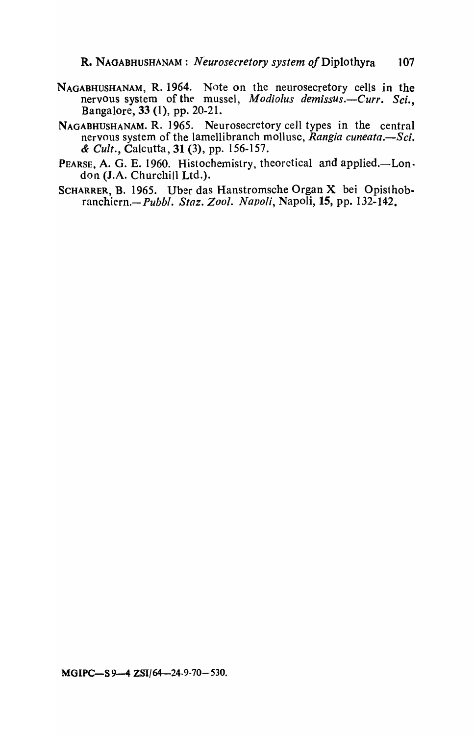NAGABHUSHANAM, R. 1964. Note on the neurosecretory cells in the nervous system of the mussel, *Modiolus demissus*.—*Curr. Sci.*, Bangalore, **33** (1), pp. 20-21.

NAGABHUSHANAM. R. 1965. Neurosecretory cell types in the central nervous system of the lamellibranch mollusc, *Rangia cuneata*.—*Sci. & Cult.*, Calcutta, **31** (3), pp. 156-157.

PEARSE, A. G. E. 1960. Histochemistry, theoretical and applied.—London (J.A. Churchill Ltd.).

SCHARRER, B. 1965. Uber das Hanstromsche Organ X bei Opisthobranchiern.—*Pubbl. Staz. Zool. Napoli*, Napoli, **15**, pp. 132-142.

MGIPC—S 9—4 ZSI/64—24-9-70—530.